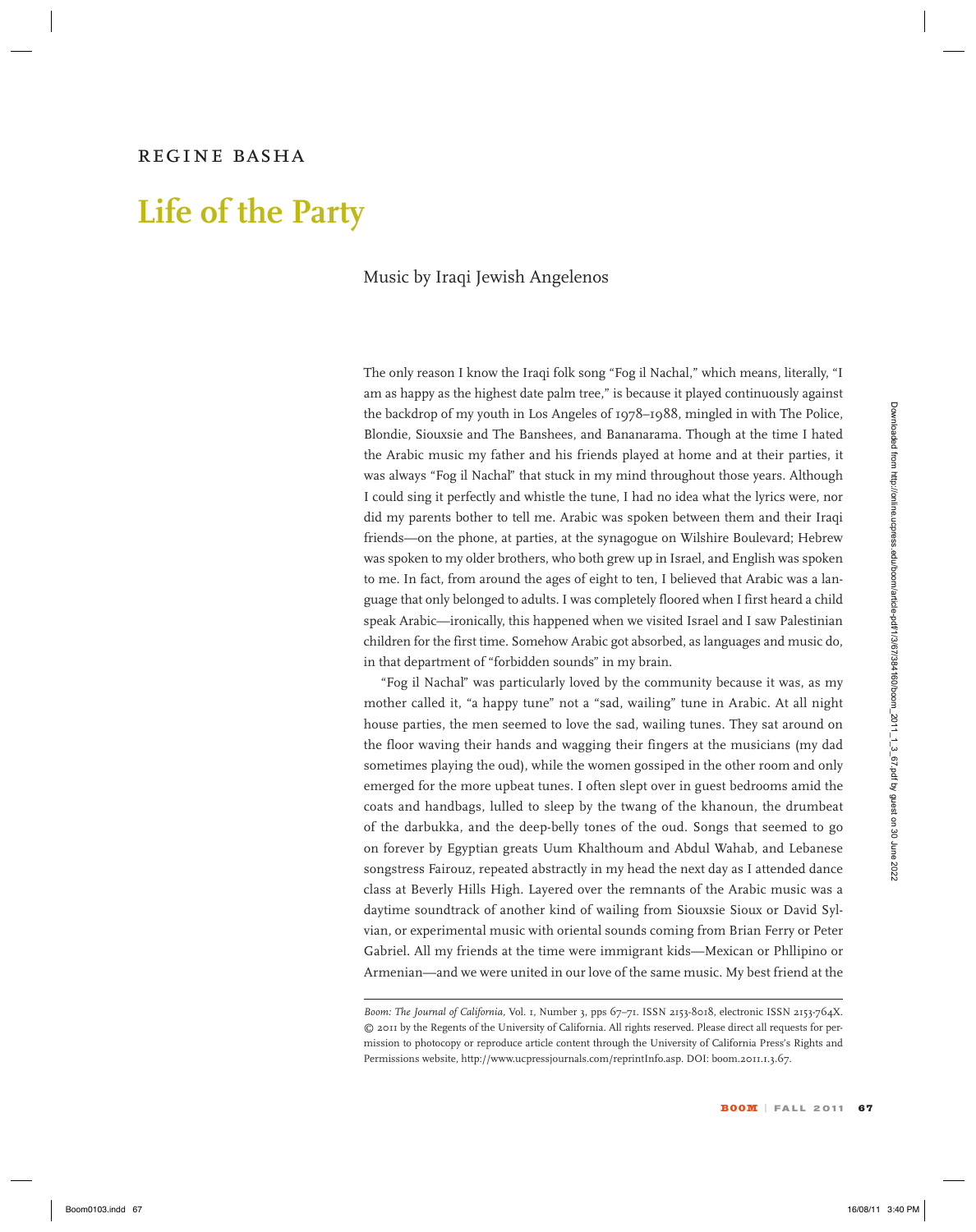REGINE BASHA

# Life of the Party

## Music by Iraqi Jewish Angelenos

The only reason I know the Iraqi folk song "Fog il Nachal," which means, literally, "I am as happy as the highest date palm tree," is because it played continuously against the backdrop of my youth in Los Angeles of 1978–1988, mingled in with The Police, Blondie, Siouxsie and The Banshees, and Bananarama. Though at the time I hated the Arabic music my father and his friends played at home and at their parties, it was always "Fog il Nachal" that stuck in my mind throughout those years. Although I could sing it perfectly and whistle the tune, I had no idea what the lyrics were, nor did my parents bother to tell me. Arabic was spoken between them and their Iraqi friends—on the phone, at parties, at the synagogue on Wilshire Boulevard; Hebrew was spoken to my older brothers, who both grew up in Israel, and English was spoken to me. In fact, from around the ages of eight to ten, I believed that Arabic was a language that only belonged to adults. I was completely floored when I first heard a child speak Arabic—ironically, this happened when we visited Israel and I saw Palestinian children for the first time. Somehow Arabic got absorbed, as languages and music do, in that department of "forbidden sounds" in my brain.

"Fog il Nachal" was particularly loved by the community because it was, as my mother called it, "a happy tune" not a "sad, wailing" tune in Arabic. At all night house parties, the men seemed to love the sad, wailing tunes. They sat around on the floor waving their hands and wagging their fingers at the musicians (my dad sometimes playing the oud), while the women gossiped in the other room and only emerged for the more upbeat tunes. I often slept over in guest bedrooms amid the coats and handbags, lulled to sleep by the twang of the khanoun, the drumbeat of the darbukka, and the deep-belly tones of the oud. Songs that seemed to go on forever by Egyptian greats Uum Khalthoum and Abdul Wahab, and Lebanese songstress Fairouz, repeated abstractly in my head the next day as I attended dance class at Beverly Hills High. Layered over the remnants of the Arabic music was a daytime soundtrack of another kind of wailing from Siouxsie Sioux or David Sylvian, or experimental music with oriental sounds coming from Brian Ferry or Peter Gabriel. All my friends at the time were immigrant kids—Mexican or Phllipino or Armenian—and we were united in our love of the same music. My best friend at the

*Boom: The Journal of California*, Vol. 1, Number 3, pps 67–71. ISSN 2153-8018, electronic ISSN 2153-764X. © 2011 by the Regents of the University of California. All rights reserved. Please direct all requests for permission to photocopy or reproduce article content through the University of California Press's Rights and Permissions website, http://www.ucpressjournals.com/reprintInfo.asp. DOI: boom.2011.1.3.67.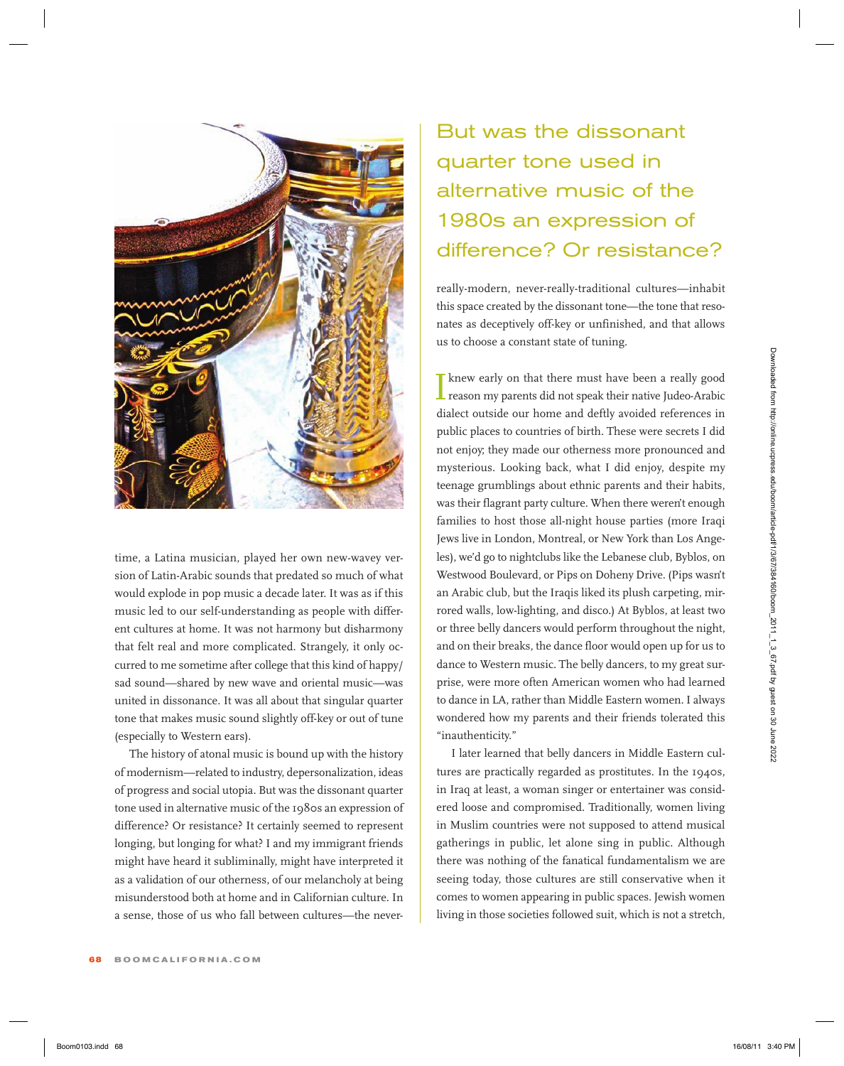time, a Latina musician, played her own new-wavey version of Latin-Arabic sounds that predated so much of what would explode in pop music a decade later. It was as if this music led to our self-understanding as people with different cultures at home. It was not harmony but disharmony that felt real and more complicated. Strangely, it only occurred to me sometime after college that this kind of happy/sad sound—shared by new wave and oriental music—was united in dissonance. It was all about that singular quarter tone that makes music sound slightly off-key or out of tune (especially to Western ears).

The history of atonal music is bound up with the history of modernism—related to industry, depersonalization, ideas of progress and social utopia. But was the dissonant quarter tone used in alternative music of the 1980s an expression of difference? Or resistance? It certainly seemed to represent longing, but longing for what? I and my immigrant friends might have heard it subliminally, might have interpreted it as a validation of our otherness, of our melancholy at being misunderstood both at home and in Californian culture. In a sense, those of us who fall between cultures—the never-really-modern, never-really-traditional cultures—inhabit this space created by the dissonant tone—the tone that resonates as deceptively off-key or unfinished, and that allows us to choose a constant state of tuning.

> But was the dissonant quarter tone used in alternative music of the 1980s an expression of difference? Or resistance?

I knew early on that there must have been a really good reason my parents did not speak their native Judeo-Arabic dialect outside our home and deftly avoided references in public places to countries of birth. These were secrets I did not enjoy; they made our otherness more pronounced and mysterious. Looking back, what I did enjoy, despite my teenage grumblings about ethnic parents and their habits, was their flagrant party culture. When there weren't enough families to host those all-night house parties (more Iraqi Jews live in London, Montreal, or New York than Los Angeles), we'd go to nightclubs like the Lebanese club, Byblos, on Westwood Boulevard, or Pips on Doheny Drive. (Pips wasn't an Arabic club, but the Iraqis liked its plush carpeting, mirrored walls, low-lighting, and disco.) At Byblos, at least two or three belly dancers would perform throughout the night, and on their breaks, the dance floor would open up for us to dance to Western music. The belly dancers, to my great surprise, were more often American women who had learned to dance in LA, rather than Middle Eastern women. I always wondered how my parents and their friends tolerated this "inauthenticity."

I later learned that belly dancers in Middle Eastern cultures are practically regarded as prostitutes. In the 1940s, in Iraq at least, a woman singer or entertainer was considered loose and compromised. Traditionally, women living in Muslim countries were not supposed to attend musical gatherings in public, let alone sing in public. Although there was nothing of the fanatical fundamentalism we are seeing today, those cultures are still conservative when it comes to women appearing in public spaces. Jewish women living in those societies followed suit, which is not a stretch,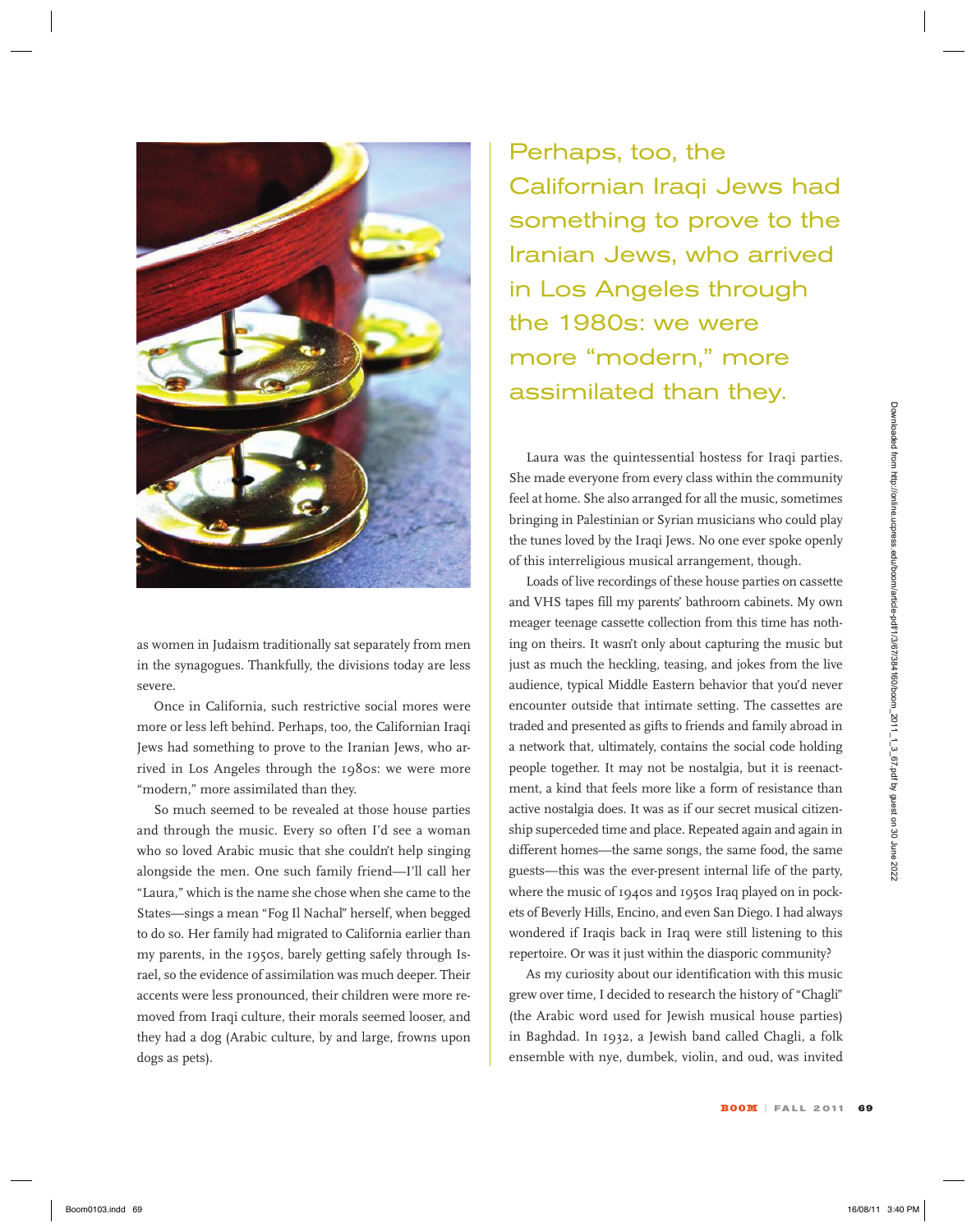as women in Judaism traditionally sat separately from men in the synagogues. Thankfully, the divisions today are less severe.

Once in California, such restrictive social mores were more or less left behind. Perhaps, too, the Californian Iraqi Jews had something to prove to the Iranian Jews, who arrived in Los Angeles through the 1980s: we were more "modern," more assimilated than they.

So much seemed to be revealed at those house parties and through the music. Every so often I'd see a woman who so loved Arabic music that she couldn't help singing alongside the men. One such family friend—I'll call her "Laura," which is the name she chose when she came to the States—sings a mean "Fog Il Nachal" herself, when begged to do so. Her family had migrated to California earlier than my parents, in the 1950s, barely getting safely through Israel, so the evidence of assimilation was much deeper. Their accents were less pronounced, their children were more removed from Iraqi culture, their morals seemed looser, and they had a dog (Arabic culture, by and large, frowns upon dogs as pets).

> Perhaps, too, the Californian Iraqi Jews had something to prove to the Iranian Jews, who arrived in Los Angeles through the 1980s: we were more "modern," more assimilated than they.

Laura was the quintessential hostess for Iraqi parties. She made everyone from every class within the community feel at home. She also arranged for all the music, sometimes bringing in Palestinian or Syrian musicians who could play the tunes loved by the Iraqi Jews. No one ever spoke openly of this interreligious musical arrangement, though.

Loads of live recordings of these house parties on cassette and VHS tapes fill my parents' bathroom cabinets. My own meager teenage cassette collection from this time has nothing on theirs. It wasn't only about capturing the music but just as much the heckling, teasing, and jokes from the live audience, typical Middle Eastern behavior that you'd never encounter outside that intimate setting. The cassettes are traded and presented as gifts to friends and family abroad in a network that, ultimately, contains the social code holding people together. It may not be nostalgia, but it is reenactment, a kind that feels more like a form of resistance than active nostalgia does. It was as if our secret musical citizenship superceded time and place. Repeated again and again in different homes—the same songs, the same food, the same guests—this was the ever-present internal life of the party, where the music of 1940s and 1950s Iraq played on in pockets of Beverly Hills, Encino, and even San Diego. I had always wondered if Iraqis back in Iraq were still listening to this repertoire. Or was it just within the diasporic community?

As my curiosity about our identification with this music grew over time, I decided to research the history of "Chagli" (the Arabic word used for Jewish musical house parties) in Baghdad. In 1932, a Jewish band called Chagli, a folk ensemble with nye, dumbek, violin, and oud, was invited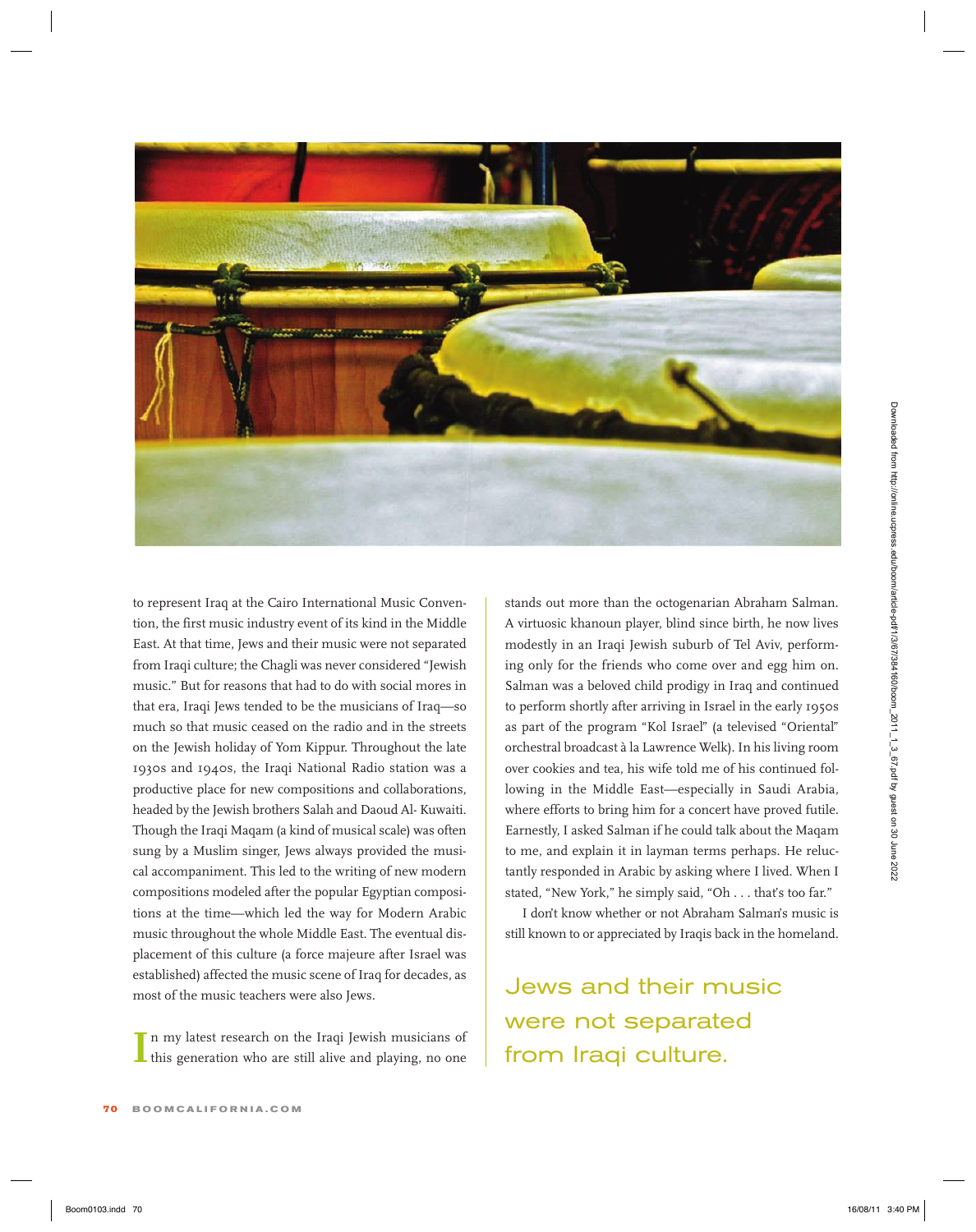to represent Iraq at the Cairo International Music Convention, the first music industry event of its kind in the Middle East. At that time, Jews and their music were not separated from Iraqi culture; the Chagli was never considered "Jewish music." But for reasons that had to do with social mores in that era, Iraqi Jews tended to be the musicians of Iraq—so much so that music ceased on the radio and in the streets on the Jewish holiday of Yom Kippur. Throughout the late 1930s and 1940s, the Iraqi National Radio station was a productive place for new compositions and collaborations, headed by the Jewish brothers Salah and Daoud Al- Kuwaiti. Though the Iraqi Maqam (a kind of musical scale) was often sung by a Muslim singer, Jews always provided the musical accompaniment. This led to the writing of new modern compositions modeled after the popular Egyptian compositions at the time—which led the way for Modern Arabic music throughout the whole Middle East. The eventual displacement of this culture (a force majeure after Israel was established) affected the music scene of Iraq for decades, as most of the music teachers were also Jews.

In my latest research on the Iraqi Jewish musicians of this generation who are still alive and playing, no one stands out more than the octogenarian Abraham Salman. A virtuosic khanoun player, blind since birth, he now lives modestly in an Iraqi Jewish suburb of Tel Aviv, performing only for the friends who come over and egg him on. Salman was a beloved child prodigy in Iraq and continued to perform shortly after arriving in Israel in the early 1950s as part of the program "Kol Israel" (a televised "Oriental" orchestral broadcast à la Lawrence Welk). In his living room over cookies and tea, his wife told me of his continued following in the Middle East—especially in Saudi Arabia, where efforts to bring him for a concert have proved futile. Earnestly, I asked Salman if he could talk about the Maqam to me, and explain it in layman terms perhaps. He reluctantly responded in Arabic by asking where I lived. When I stated, "New York," he simply said, "Oh . . . that's too far."

I don't know whether or not Abraham Salman's music is still known to or appreciated by Iraqis back in the homeland.

> Jews and their music were not separated from Iraqi culture.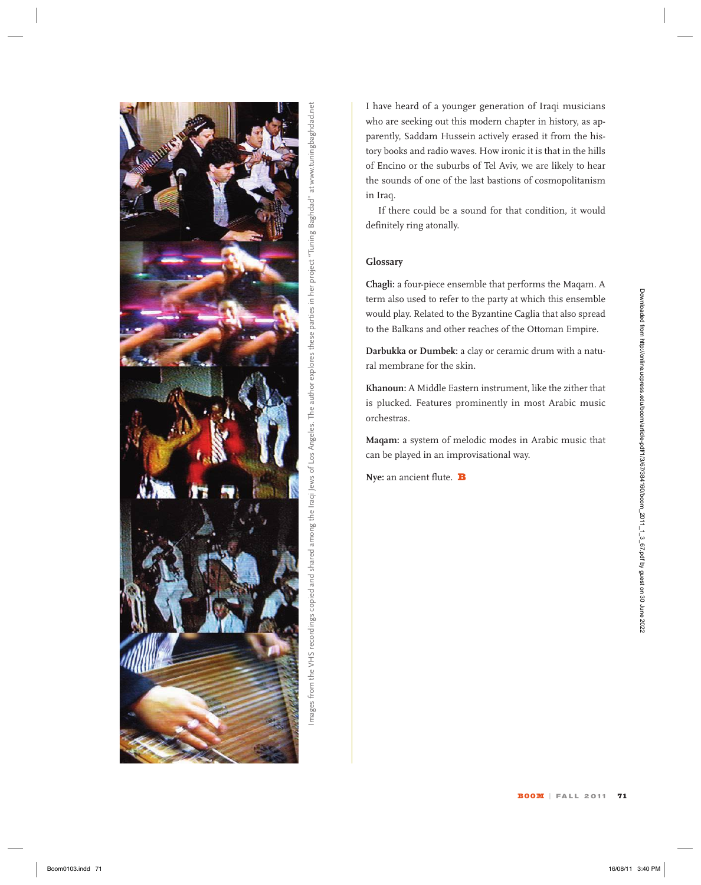Images from the VHS recordings copied and shared among the Iraqi Jews of Los Angeles. The author explores these parties in her project "Tuning Baghdad" at www.tuningbaghdad.net

I have heard of a younger generation of Iraqi musicians who are seeking out this modern chapter in history, as apparently, Saddam Hussein actively erased it from the history books and radio waves. How ironic it is that in the hills of Encino or the suburbs of Tel Aviv, we are likely to hear the sounds of one of the last bastions of cosmopolitanism in Iraq.

If there could be a sound for that condition, it would definitely ring atonally.

## Glossary

**Chagli:** a four-piece ensemble that performs the Maqam. A term also used to refer to the party at which this ensemble would play. Related to the Byzantine Caglia that also spread to the Balkans and other reaches of the Ottoman Empire.

**Darbukka or Dumbek:** a clay or ceramic drum with a natural membrane for the skin.

**Khanoun:** A Middle Eastern instrument, like the zither that is plucked. Features prominently in most Arabic music orchestras.

**Maqam:** a system of melodic modes in Arabic music that can be played in an improvisational way.

**Nye:** an ancient flute.